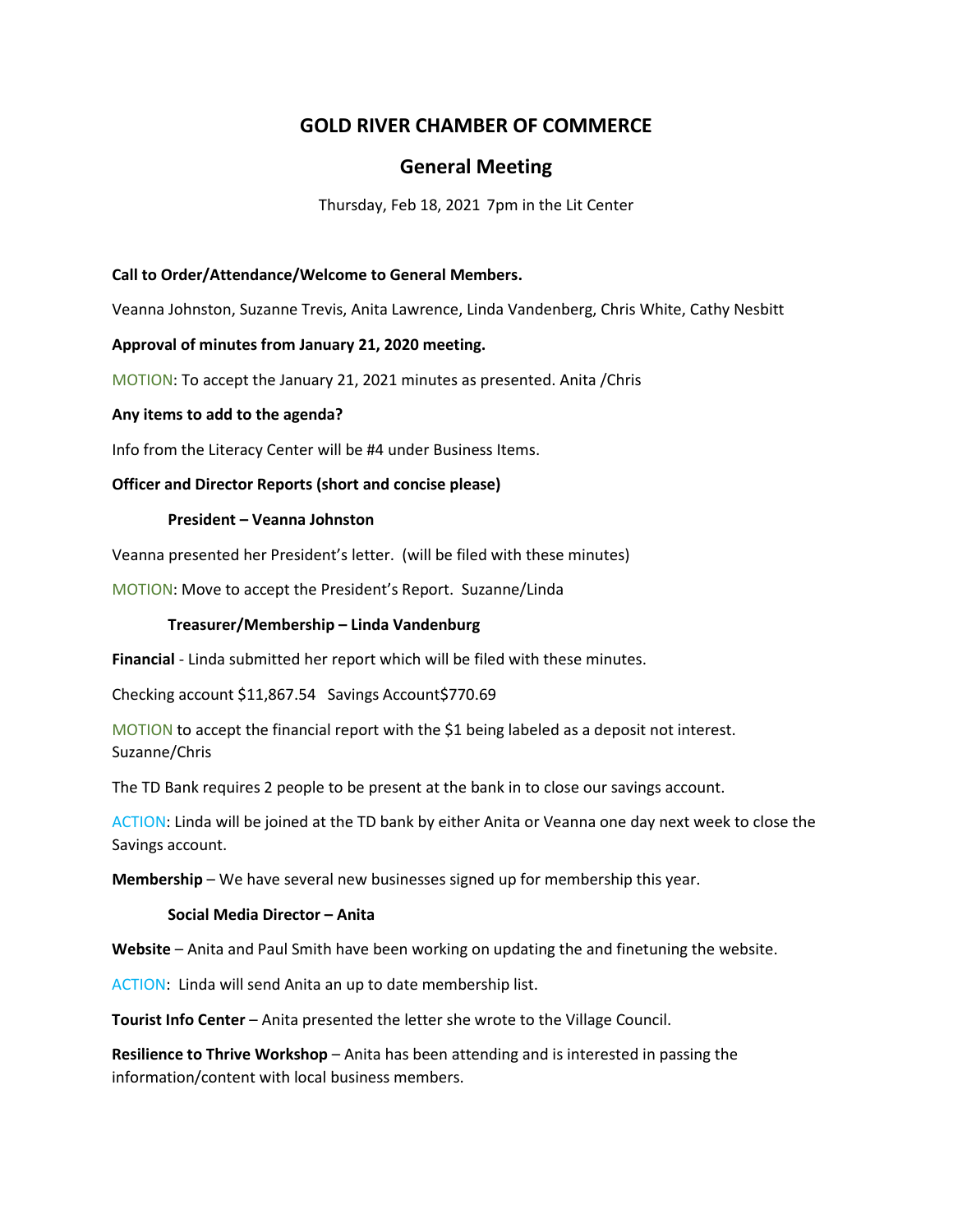# GOLD RIVER CHAMBER OF COMMERCE

## General Meeting

Thursday, Feb 18, 2021 7pm in the Lit Center

**Call to Order/Attendance/Welcome to General Members.**

Veanna Johnston, Suzanne Trevis, Anita Lawrence, Linda Vandenberg, Chris White, Cathy Nesbitt

**Approval of minutes from January 21, 2020 meeting.**

MOTION: To accept the January 21, 2021 minutes as presented. Anita /Chris

**Any items to add to the agenda?**

Info from the Literacy Center will be #4 under Business Items.

**Officer and Director Reports (short and concise please)**

**President – Veanna Johnston**

Veanna presented her President's letter. (will be filed with these minutes)

MOTION: Move to accept the President's Report. Suzanne/Linda

**Treasurer/Membership – Linda Vandenburg**

**Financial** - Linda submitted her report which will be filed with these minutes.

Checking account $11,867.54 Savings Account$770.69

MOTION to accept the financial report with the $1 being labeled as a deposit not interest. Suzanne/Chris

The TD Bank requires 2 people to be present at the bank in to close our savings account.

ACTION: Linda will be joined at the TD bank by either Anita or Veanna one day next week to close the Savings account.

**Membership** – We have several new businesses signed up for membership this year.

**Social Media Director – Anita**

**Website** – Anita and Paul Smith have been working on updating the and finetuning the website.

ACTION: Linda will send Anita an up to date membership list.

**Tourist Info Center** – Anita presented the letter she wrote to the Village Council.

**Resilience to Thrive Workshop** – Anita has been attending and is interested in passing the information/content with local business members.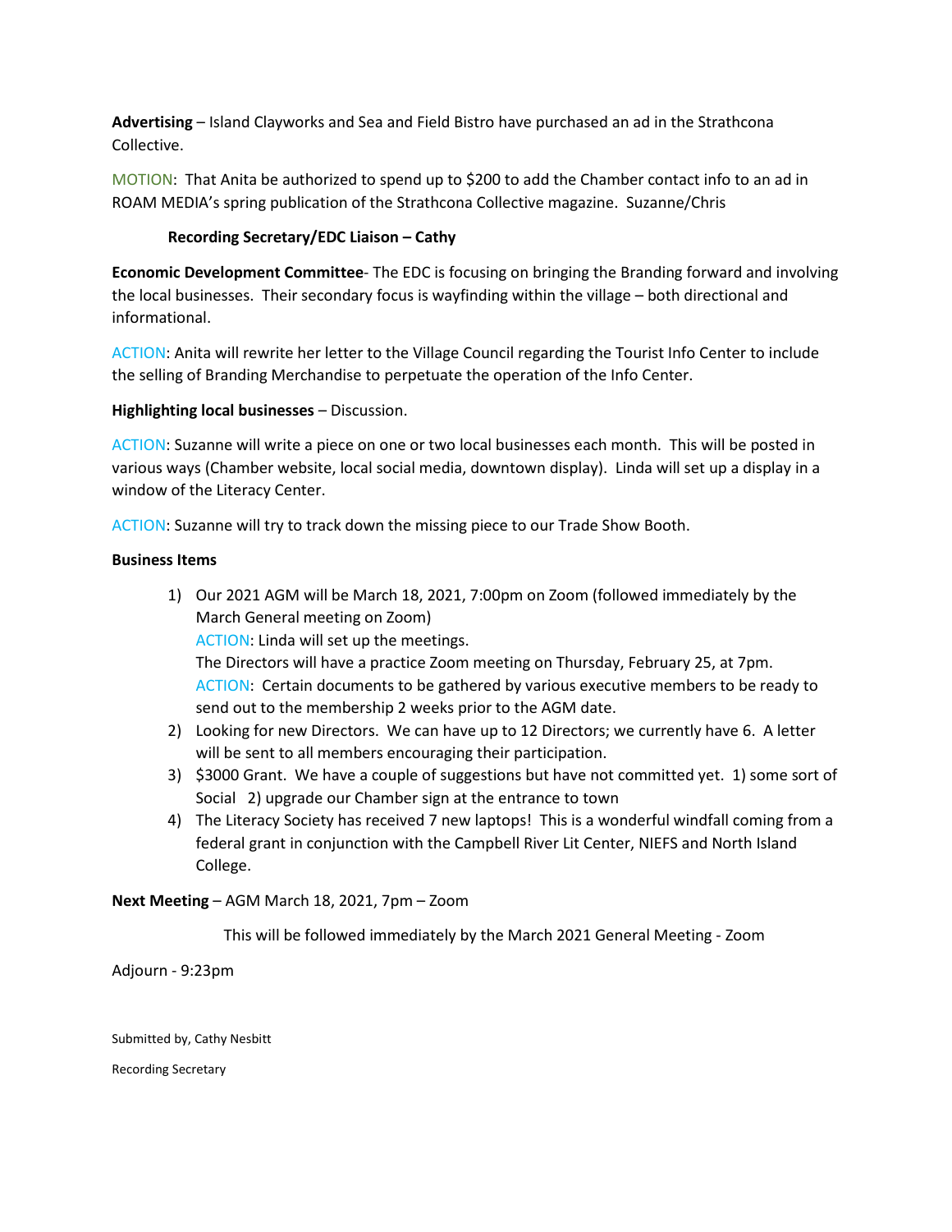**Advertising** – Island Clayworks and Sea and Field Bistro have purchased an ad in the Strathcona Collective.

MOTION: That Anita be authorized to spend up to $200 to add the Chamber contact info to an ad in ROAM MEDIA's spring publication of the Strathcona Collective magazine. Suzanne/Chris

**Recording Secretary/EDC Liaison – Cathy**

**Economic Development Committee**- The EDC is focusing on bringing the Branding forward and involving the local businesses. Their secondary focus is wayfinding within the village – both directional and informational.

ACTION: Anita will rewrite her letter to the Village Council regarding the Tourist Info Center to include the selling of Branding Merchandise to perpetuate the operation of the Info Center.

**Highlighting local businesses** – Discussion.

ACTION: Suzanne will write a piece on one or two local businesses each month. This will be posted in various ways (Chamber website, local social media, downtown display). Linda will set up a display in a window of the Literacy Center.

ACTION: Suzanne will try to track down the missing piece to our Trade Show Booth.

**Business Items**

1) Our 2021 AGM will be March 18, 2021, 7:00pm on Zoom (followed immediately by the March General meeting on Zoom)
   ACTION: Linda will set up the meetings.
   The Directors will have a practice Zoom meeting on Thursday, February 25, at 7pm.
   ACTION: Certain documents to be gathered by various executive members to be ready to send out to the membership 2 weeks prior to the AGM date.
2) Looking for new Directors. We can have up to 12 Directors; we currently have 6. A letter will be sent to all members encouraging their participation.
3) $3000 Grant. We have a couple of suggestions but have not committed yet. 1) some sort of Social 2) upgrade our Chamber sign at the entrance to town
4) The Literacy Society has received 7 new laptops! This is a wonderful windfall coming from a federal grant in conjunction with the Campbell River Lit Center, NIEFS and North Island College.

**Next Meeting** – AGM March 18, 2021, 7pm – Zoom

This will be followed immediately by the March 2021 General Meeting - Zoom

Adjourn - 9:23pm

Submitted by, Cathy Nesbitt

Recording Secretary